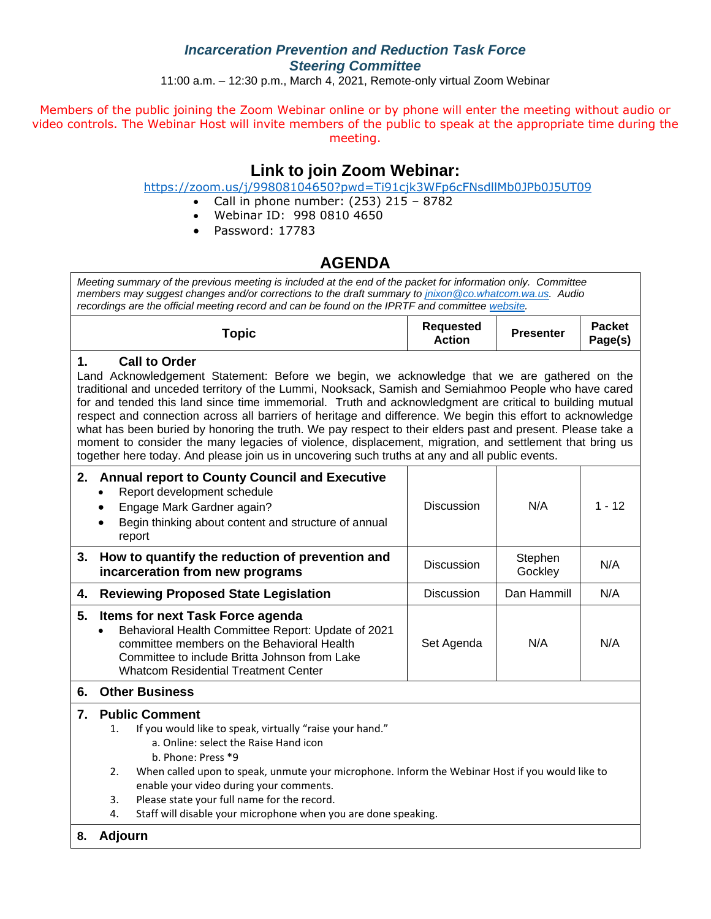# *Incarceration Prevention and Reduction Task Force*
## *Steering Committee*

11:00 a.m. – 12:30 p.m., March 4, 2021, Remote-only virtual Zoom Webinar

Members of the public joining the Zoom Webinar online or by phone will enter the meeting without audio or video controls. The Webinar Host will invite members of the public to speak at the appropriate time during the meeting.

## Link to join Zoom Webinar:

https://zoom.us/j/99808104650?pwd=Ti91cjk3WFp6cFNsdllMb0JPb0J5UT09

- Call in phone number: (253) 215 – 8782
- Webinar ID: 998 0810 4650
- Password: 17783

## AGENDA

*Meeting summary of the previous meeting is included at the end of the packet for information only. Committee members may suggest changes and/or corrections to the draft summary to jnixon@co.whatcom.wa.us. Audio recordings are the official meeting record and can be found on the IPRTF and committee website.*

| Topic | Requested Action | Presenter | Packet Page(s) |
|---|---|---|---|
| **1. Call to Order**<br>Land Acknowledgement Statement: Before we begin, we acknowledge that we are gathered on the traditional and unceded territory of the Lummi, Nooksack, Samish and Semiahmoo People who have cared for and tended this land since time immemorial. Truth and acknowledgment are critical to building mutual respect and connection across all barriers of heritage and difference. We begin this effort to acknowledge what has been buried by honoring the truth. We pay respect to their elders past and present. Please take a moment to consider the many legacies of violence, displacement, migration, and settlement that bring us together here today. And please join us in uncovering such truths at any and all public events. | | | |
| **2. Annual report to County Council and Executive**<br>• Report development schedule<br>• Engage Mark Gardner again?<br>• Begin thinking about content and structure of annual report | Discussion | N/A | 1 - 12 |
| **3. How to quantify the reduction of prevention and incarceration from new programs** | Discussion | Stephen Gockley | N/A |
| **4. Reviewing Proposed State Legislation** | Discussion | Dan Hammill | N/A |
| **5. Items for next Task Force agenda**<br>• Behavioral Health Committee Report: Update of 2021 committee members on the Behavioral Health Committee to include Britta Johnson from Lake Whatcom Residential Treatment Center | Set Agenda | N/A | N/A |
| **6. Other Business** | | | |
| **7. Public Comment**<br>1. If you would like to speak, virtually "raise your hand."<br>a. Online: select the Raise Hand icon<br>b. Phone: Press *9<br>2. When called upon to speak, unmute your microphone. Inform the Webinar Host if you would like to enable your video during your comments.<br>3. Please state your full name for the record.<br>4. Staff will disable your microphone when you are done speaking. | | | |
| **8. Adjourn** | | | |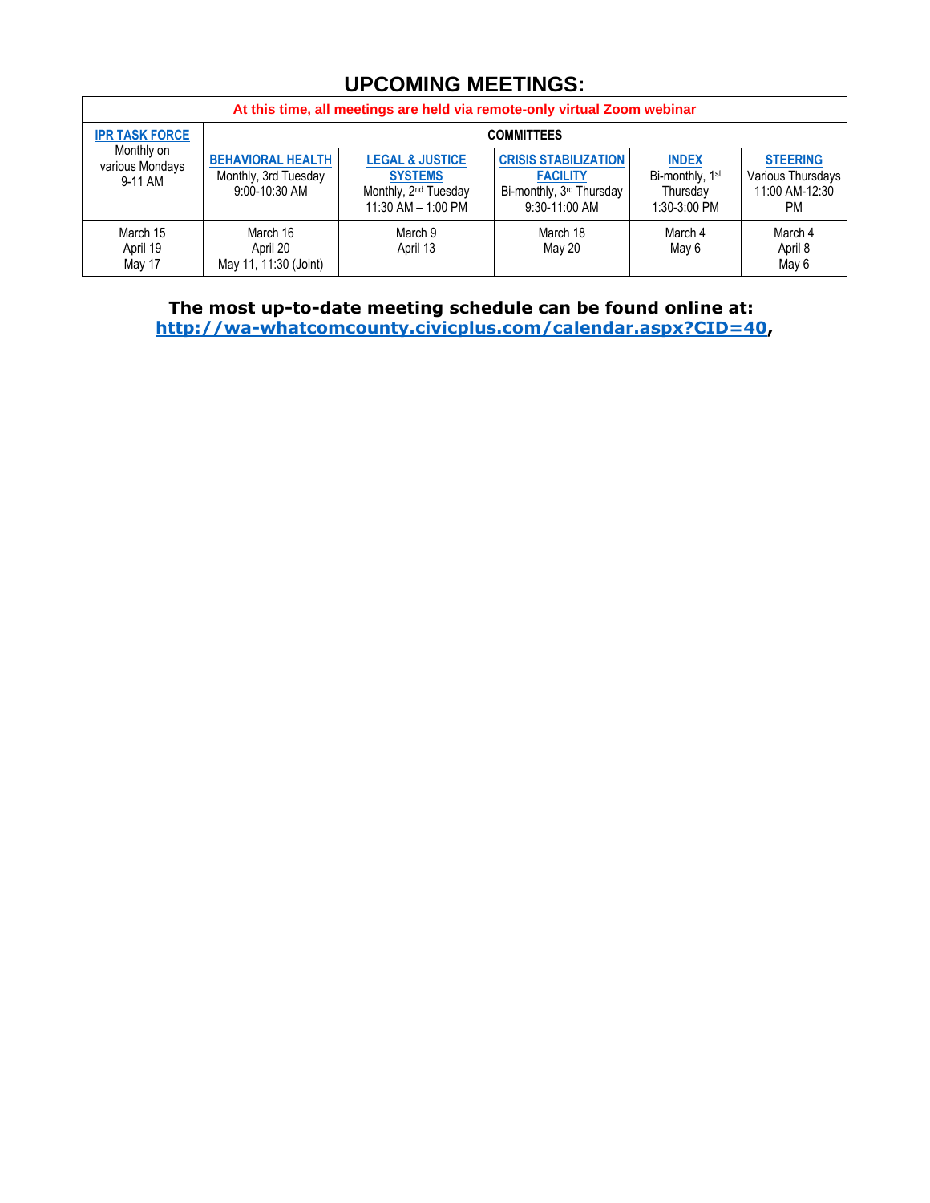## UPCOMING MEETINGS:

| At this time, all meetings are held via remote-only virtual Zoom webinar | | | | | |
|---|---|---|---|---|---|
| **IPR TASK FORCE** Monthly on various Mondays 9-11 AM | **COMMITTEES** | | | | |
| | **BEHAVIORAL HEALTH** Monthly, 3rd Tuesday 9:00-10:30 AM | **LEGAL & JUSTICE SYSTEMS** Monthly, 2nd Tuesday 11:30 AM – 1:00 PM | **CRISIS STABILIZATION FACILITY** Bi-monthly, 3rd Thursday 9:30-11:00 AM | **INDEX** Bi-monthly, 1st Thursday 1:30-3:00 PM | **STEERING** Various Thursdays 11:00 AM-12:30 PM |
| March 15<br>April 19<br>May 17 | March 16<br>April 20<br>May 11, 11:30 (Joint) | March 9<br>April 13 | March 18<br>May 20 | March 4<br>May 6 | March 4<br>April 8<br>May 6 |

**The most up-to-date meeting schedule can be found online at: http://wa-whatcomcounty.civicplus.com/calendar.aspx?CID=40,**